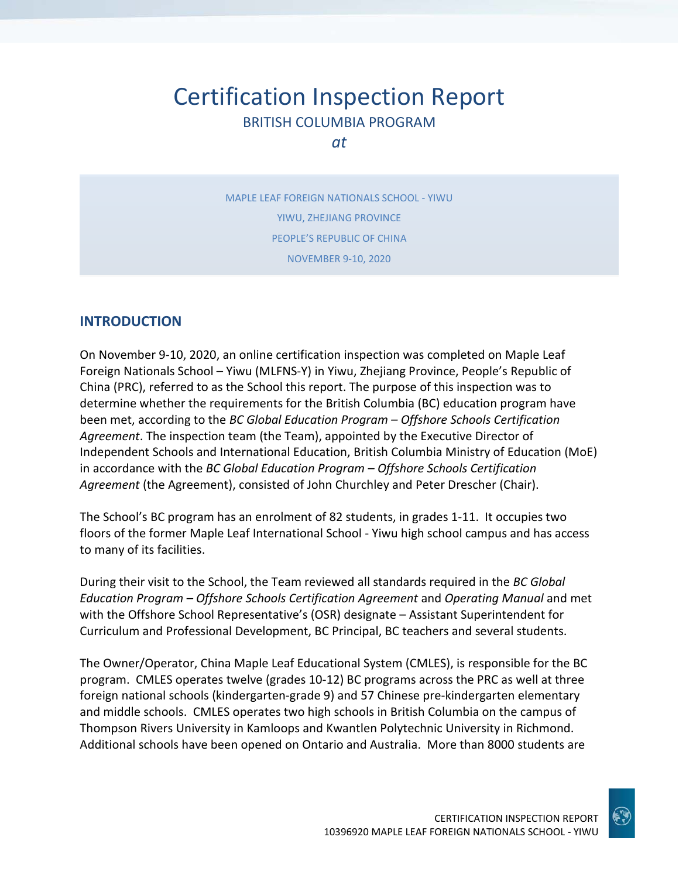# Certification Inspection Report

BRITISH COLUMBIA PROGRAM

*at*

MAPLE LEAF FOREIGN NATIONALS SCHOOL - YIWU

YIWU, ZHEJIANG PROVINCE

PEOPLE'S REPUBLIC OF CHINA

NOVEMBER 9-10, 2020

## INTRODUCTION

On November 9-10, 2020, an online certification inspection was completed on Maple Leaf Foreign Nationals School – Yiwu (MLFNS-Y) in Yiwu, Zhejiang Province, People's Republic of China (PRC), referred to as the School this report. The purpose of this inspection was to determine whether the requirements for the British Columbia (BC) education program have been met, according to the *BC Global Education Program – Offshore Schools Certification Agreement*. The inspection team (the Team), appointed by the Executive Director of Independent Schools and International Education, British Columbia Ministry of Education (MoE) in accordance with the *BC Global Education Program – Offshore Schools Certification Agreement* (the Agreement), consisted of John Churchley and Peter Drescher (Chair).

The School's BC program has an enrolment of 82 students, in grades 1-11. It occupies two floors of the former Maple Leaf International School - Yiwu high school campus and has access to many of its facilities.

During their visit to the School, the Team reviewed all standards required in the *BC Global Education Program – Offshore Schools Certification Agreement* and *Operating Manual* and met with the Offshore School Representative's (OSR) designate – Assistant Superintendent for Curriculum and Professional Development, BC Principal, BC teachers and several students.

The Owner/Operator, China Maple Leaf Educational System (CMLES), is responsible for the BC program. CMLES operates twelve (grades 10-12) BC programs across the PRC as well at three foreign national schools (kindergarten-grade 9) and 57 Chinese pre-kindergarten elementary and middle schools. CMLES operates two high schools in British Columbia on the campus of Thompson Rivers University in Kamloops and Kwantlen Polytechnic University in Richmond. Additional schools have been opened on Ontario and Australia. More than 8000 students are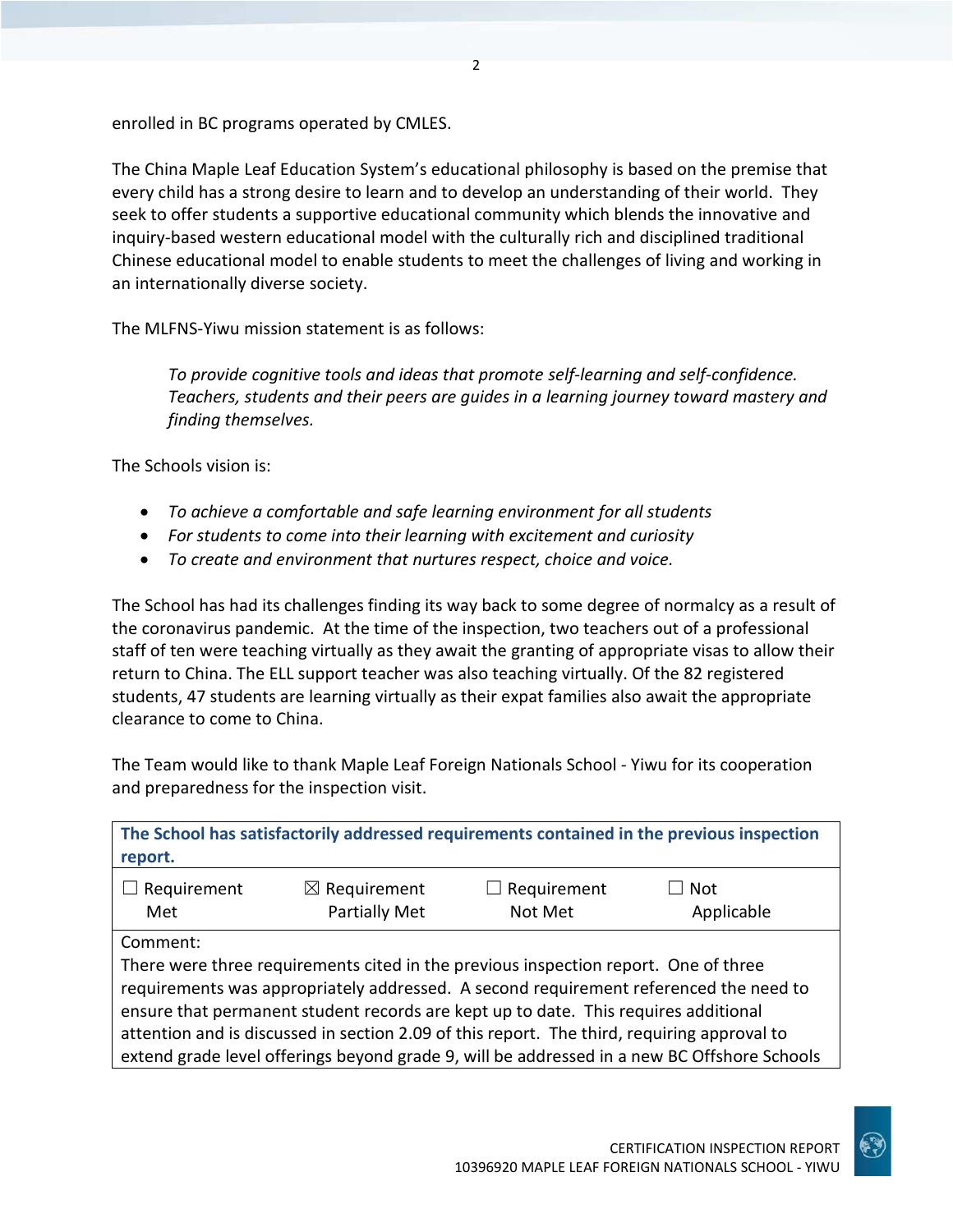enrolled in BC programs operated by CMLES.

The China Maple Leaf Education System's educational philosophy is based on the premise that every child has a strong desire to learn and to develop an understanding of their world. They seek to offer students a supportive educational community which blends the innovative and inquiry-based western educational model with the culturally rich and disciplined traditional Chinese educational model to enable students to meet the challenges of living and working in an internationally diverse society.

The MLFNS-Yiwu mission statement is as follows:

> *To provide cognitive tools and ideas that promote self-learning and self-confidence. Teachers, students and their peers are guides in a learning journey toward mastery and finding themselves.*

The Schools vision is:

- *To achieve a comfortable and safe learning environment for all students*
- *For students to come into their learning with excitement and curiosity*
- *To create and environment that nurtures respect, choice and voice.*

The School has had its challenges finding its way back to some degree of normalcy as a result of the coronavirus pandemic. At the time of the inspection, two teachers out of a professional staff of ten were teaching virtually as they await the granting of appropriate visas to allow their return to China. The ELL support teacher was also teaching virtually. Of the 82 registered students, 47 students are learning virtually as their expat families also await the appropriate clearance to come to China.

The Team would like to thank Maple Leaf Foreign Nationals School - Yiwu for its cooperation and preparedness for the inspection visit.

| **The School has satisfactorily addressed requirements contained in the previous inspection report.** | | | |
|---|---|---|---|
| ☐ Requirement Met | ☒ Requirement Partially Met | ☐ Requirement Not Met | ☐ Not Applicable |
| Comment: There were three requirements cited in the previous inspection report. One of three requirements was appropriately addressed. A second requirement referenced the need to ensure that permanent student records are kept up to date. This requires additional attention and is discussed in section 2.09 of this report. The third, requiring approval to extend grade level offerings beyond grade 9, will be addressed in a new BC Offshore Schools | | | |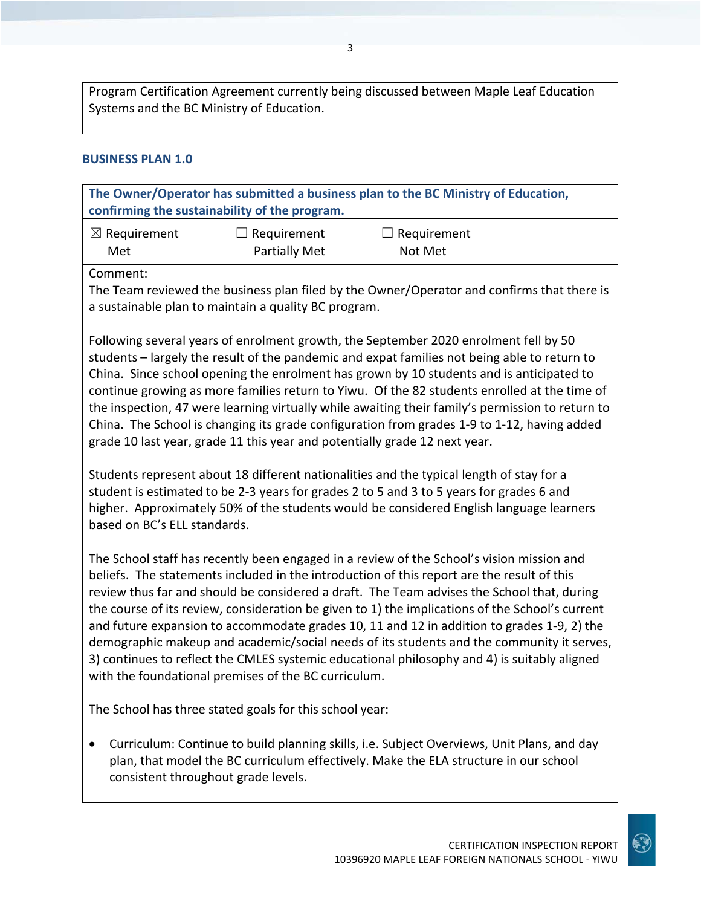Program Certification Agreement currently being discussed between Maple Leaf Education Systems and the BC Ministry of Education.

## BUSINESS PLAN 1.0

**The Owner/Operator has submitted a business plan to the BC Ministry of Education, confirming the sustainability of the program.**

☒ Requirement Met ☐ Requirement Partially Met ☐ Requirement Not Met

Comment:
The Team reviewed the business plan filed by the Owner/Operator and confirms that there is a sustainable plan to maintain a quality BC program.

Following several years of enrolment growth, the September 2020 enrolment fell by 50 students – largely the result of the pandemic and expat families not being able to return to China. Since school opening the enrolment has grown by 10 students and is anticipated to continue growing as more families return to Yiwu. Of the 82 students enrolled at the time of the inspection, 47 were learning virtually while awaiting their family's permission to return to China. The School is changing its grade configuration from grades 1-9 to 1-12, having added grade 10 last year, grade 11 this year and potentially grade 12 next year.

Students represent about 18 different nationalities and the typical length of stay for a student is estimated to be 2-3 years for grades 2 to 5 and 3 to 5 years for grades 6 and higher. Approximately 50% of the students would be considered English language learners based on BC's ELL standards.

The School staff has recently been engaged in a review of the School's vision mission and beliefs. The statements included in the introduction of this report are the result of this review thus far and should be considered a draft. The Team advises the School that, during the course of its review, consideration be given to 1) the implications of the School's current and future expansion to accommodate grades 10, 11 and 12 in addition to grades 1-9, 2) the demographic makeup and academic/social needs of its students and the community it serves, 3) continues to reflect the CMLES systemic educational philosophy and 4) is suitably aligned with the foundational premises of the BC curriculum.

The School has three stated goals for this school year:

- Curriculum: Continue to build planning skills, i.e. Subject Overviews, Unit Plans, and day plan, that model the BC curriculum effectively. Make the ELA structure in our school consistent throughout grade levels.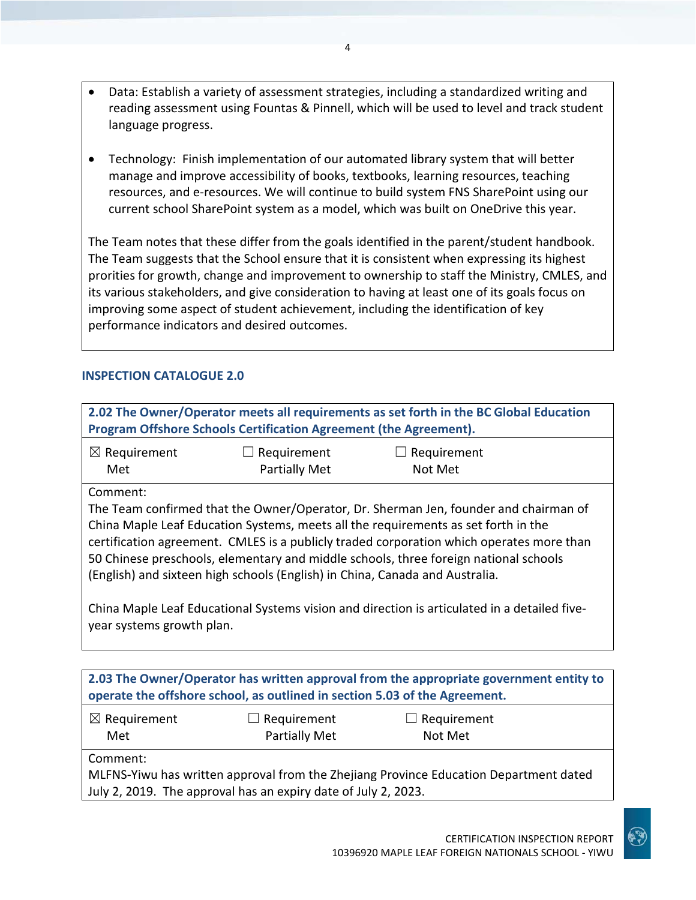- Data: Establish a variety of assessment strategies, including a standardized writing and reading assessment using Fountas & Pinnell, which will be used to level and track student language progress.

- Technology: Finish implementation of our automated library system that will better manage and improve accessibility of books, textbooks, learning resources, teaching resources, and e-resources. We will continue to build system FNS SharePoint using our current school SharePoint system as a model, which was built on OneDrive this year.

The Team notes that these differ from the goals identified in the parent/student handbook. The Team suggests that the School ensure that it is consistent when expressing its highest prorities for growth, change and improvement to ownership to staff the Ministry, CMLES, and its various stakeholders, and give consideration to having at least one of its goals focus on improving some aspect of student achievement, including the identification of key performance indicators and desired outcomes.

## INSPECTION CATALOGUE 2.0

| **2.02 The Owner/Operator meets all requirements as set forth in the BC Global Education Program Offshore Schools Certification Agreement (the Agreement).** | | |
|---|---|---|
| ☒ Requirement Met | ☐ Requirement Partially Met | ☐ Requirement Not Met |
| Comment:<br>The Team confirmed that the Owner/Operator, Dr. Sherman Jen, founder and chairman of China Maple Leaf Education Systems, meets all the requirements as set forth in the certification agreement. CMLES is a publicly traded corporation which operates more than 50 Chinese preschools, elementary and middle schools, three foreign national schools (English) and sixteen high schools (English) in China, Canada and Australia.<br><br>China Maple Leaf Educational Systems vision and direction is articulated in a detailed five-year systems growth plan. | | |

| **2.03 The Owner/Operator has written approval from the appropriate government entity to operate the offshore school, as outlined in section 5.03 of the Agreement.** | | |
|---|---|---|
| ☒ Requirement Met | ☐ Requirement Partially Met | ☐ Requirement Not Met |
| Comment:<br>MLFNS-Yiwu has written approval from the Zhejiang Province Education Department dated July 2, 2019. The approval has an expiry date of July 2, 2023. | | |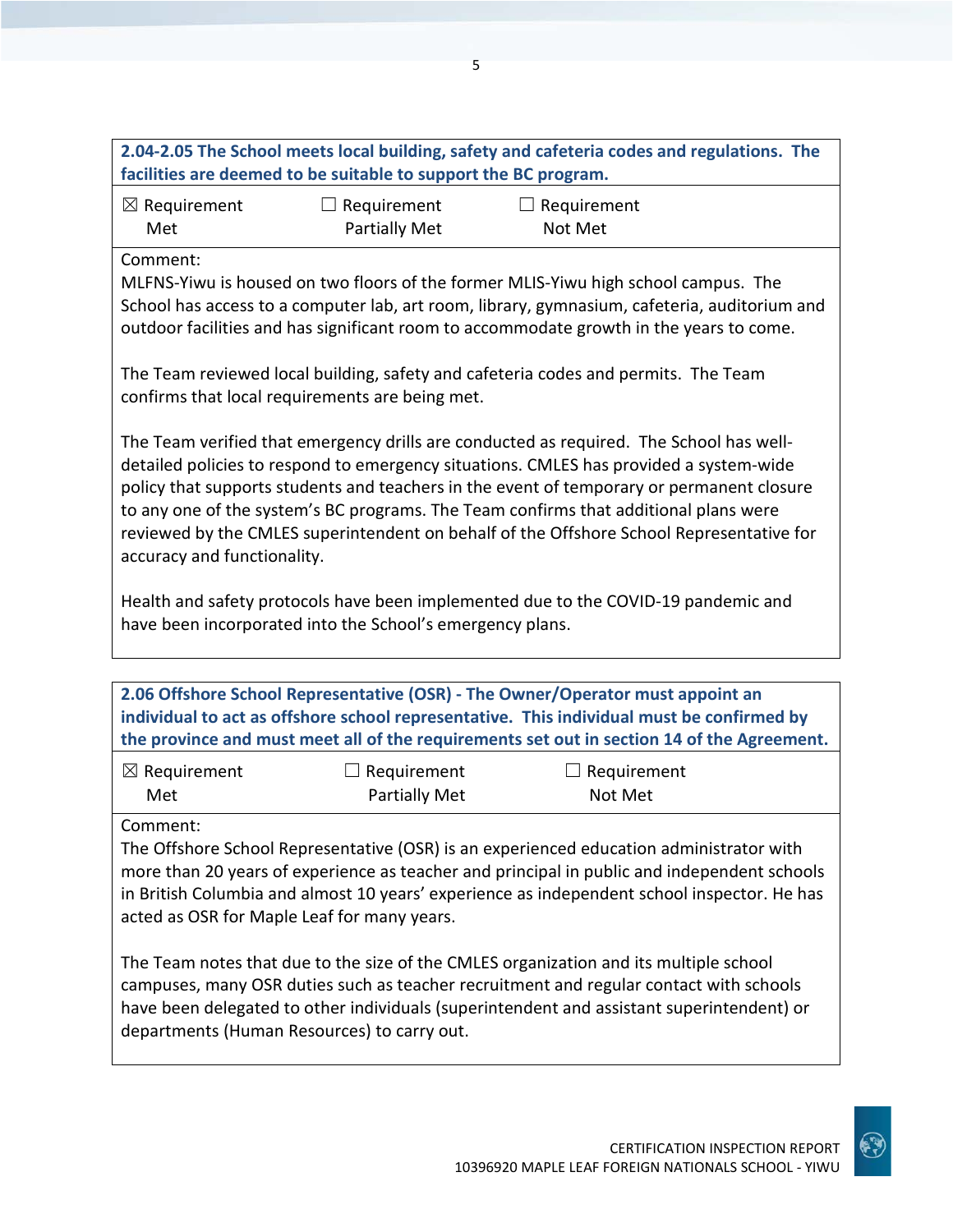**2.04-2.05 The School meets local building, safety and cafeteria codes and regulations. The facilities are deemed to be suitable to support the BC program.**

☒ Requirement Met ☐ Requirement Partially Met ☐ Requirement Not Met

Comment:

MLFNS-Yiwu is housed on two floors of the former MLIS-Yiwu high school campus. The School has access to a computer lab, art room, library, gymnasium, cafeteria, auditorium and outdoor facilities and has significant room to accommodate growth in the years to come.

The Team reviewed local building, safety and cafeteria codes and permits. The Team confirms that local requirements are being met.

The Team verified that emergency drills are conducted as required. The School has well-detailed policies to respond to emergency situations. CMLES has provided a system-wide policy that supports students and teachers in the event of temporary or permanent closure to any one of the system's BC programs. The Team confirms that additional plans were reviewed by the CMLES superintendent on behalf of the Offshore School Representative for accuracy and functionality.

Health and safety protocols have been implemented due to the COVID-19 pandemic and have been incorporated into the School's emergency plans.

**2.06 Offshore School Representative (OSR) - The Owner/Operator must appoint an individual to act as offshore school representative. This individual must be confirmed by the province and must meet all of the requirements set out in section 14 of the Agreement.**

☒ Requirement Met ☐ Requirement Partially Met ☐ Requirement Not Met

Comment:

The Offshore School Representative (OSR) is an experienced education administrator with more than 20 years of experience as teacher and principal in public and independent schools in British Columbia and almost 10 years' experience as independent school inspector. He has acted as OSR for Maple Leaf for many years.

The Team notes that due to the size of the CMLES organization and its multiple school campuses, many OSR duties such as teacher recruitment and regular contact with schools have been delegated to other individuals (superintendent and assistant superintendent) or departments (Human Resources) to carry out.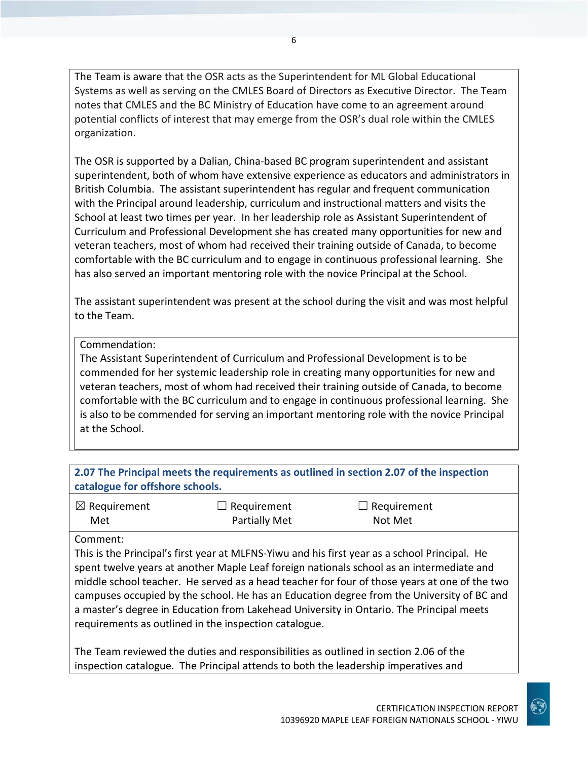The Team is aware that the OSR acts as the Superintendent for ML Global Educational Systems as well as serving on the CMLES Board of Directors as Executive Director. The Team notes that CMLES and the BC Ministry of Education have come to an agreement around potential conflicts of interest that may emerge from the OSR's dual role within the CMLES organization.

The OSR is supported by a Dalian, China-based BC program superintendent and assistant superintendent, both of whom have extensive experience as educators and administrators in British Columbia. The assistant superintendent has regular and frequent communication with the Principal around leadership, curriculum and instructional matters and visits the School at least two times per year. In her leadership role as Assistant Superintendent of Curriculum and Professional Development she has created many opportunities for new and veteran teachers, most of whom had received their training outside of Canada, to become comfortable with the BC curriculum and to engage in continuous professional learning. She has also served an important mentoring role with the novice Principal at the School.

The assistant superintendent was present at the school during the visit and was most helpful to the Team.

Commendation:
The Assistant Superintendent of Curriculum and Professional Development is to be commended for her systemic leadership role in creating many opportunities for new and veteran teachers, most of whom had received their training outside of Canada, to become comfortable with the BC curriculum and to engage in continuous professional learning. She is also to be commended for serving an important mentoring role with the novice Principal at the School.

**2.07 The Principal meets the requirements as outlined in section 2.07 of the inspection catalogue for offshore schools.**

| ☒ Requirement Met | ☐ Requirement Partially Met | ☐ Requirement Not Met |
|---|---|---|

Comment:
This is the Principal's first year at MLFNS-Yiwu and his first year as a school Principal. He spent twelve years at another Maple Leaf foreign nationals school as an intermediate and middle school teacher. He served as a head teacher for four of those years at one of the two campuses occupied by the school. He has an Education degree from the University of BC and a master's degree in Education from Lakehead University in Ontario. The Principal meets requirements as outlined in the inspection catalogue.

The Team reviewed the duties and responsibilities as outlined in section 2.06 of the inspection catalogue. The Principal attends to both the leadership imperatives and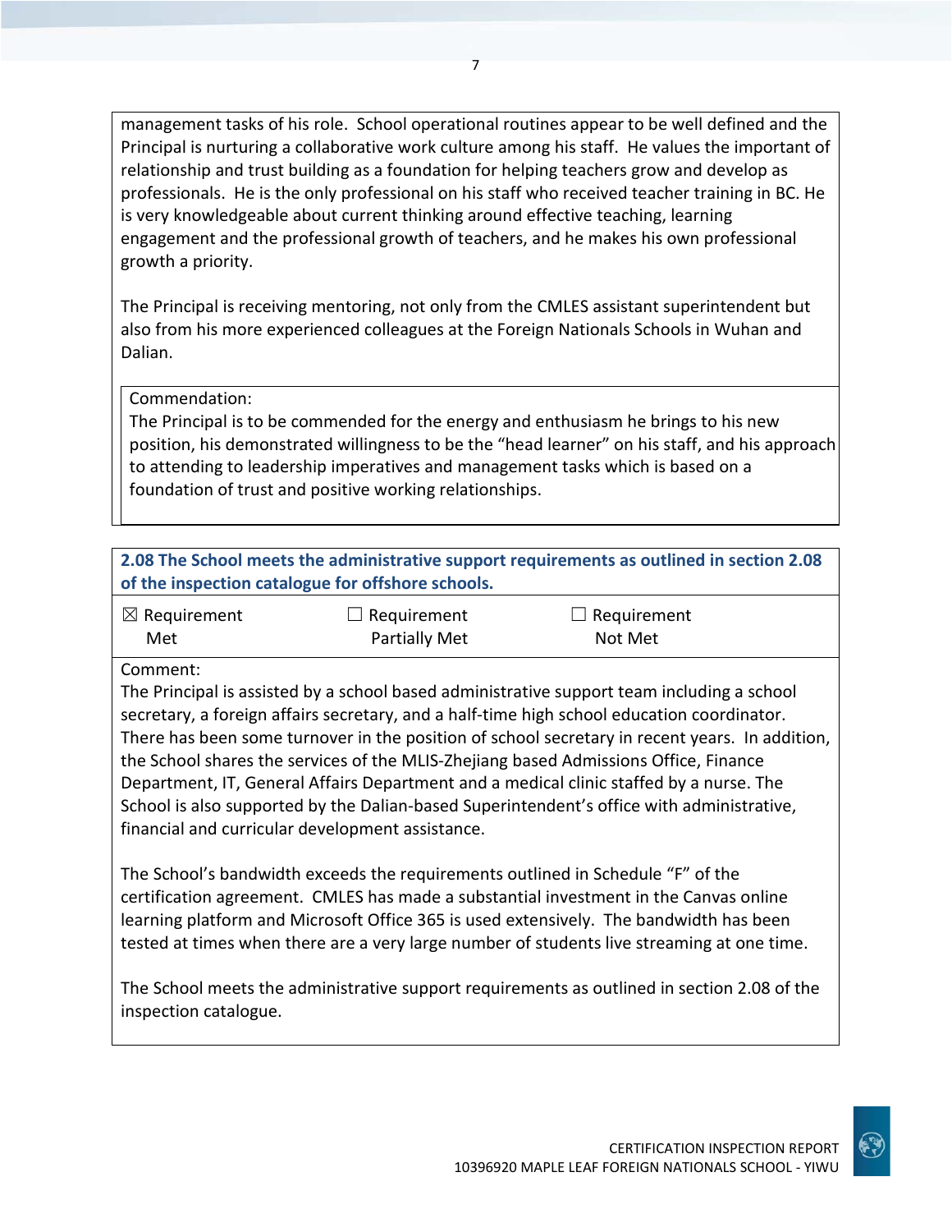management tasks of his role. School operational routines appear to be well defined and the Principal is nurturing a collaborative work culture among his staff. He values the important of relationship and trust building as a foundation for helping teachers grow and develop as professionals. He is the only professional on his staff who received teacher training in BC. He is very knowledgeable about current thinking around effective teaching, learning engagement and the professional growth of teachers, and he makes his own professional growth a priority.

The Principal is receiving mentoring, not only from the CMLES assistant superintendent but also from his more experienced colleagues at the Foreign Nationals Schools in Wuhan and Dalian.

Commendation:
The Principal is to be commended for the energy and enthusiasm he brings to his new position, his demonstrated willingness to be the "head learner" on his staff, and his approach to attending to leadership imperatives and management tasks which is based on a foundation of trust and positive working relationships.

**2.08 The School meets the administrative support requirements as outlined in section 2.08 of the inspection catalogue for offshore schools.**

| ☒ Requirement Met | ☐ Requirement Partially Met | ☐ Requirement Not Met |
|---|---|---|

Comment:
The Principal is assisted by a school based administrative support team including a school secretary, a foreign affairs secretary, and a half-time high school education coordinator. There has been some turnover in the position of school secretary in recent years. In addition, the School shares the services of the MLIS-Zhejiang based Admissions Office, Finance Department, IT, General Affairs Department and a medical clinic staffed by a nurse. The School is also supported by the Dalian-based Superintendent's office with administrative, financial and curricular development assistance.

The School's bandwidth exceeds the requirements outlined in Schedule "F" of the certification agreement. CMLES has made a substantial investment in the Canvas online learning platform and Microsoft Office 365 is used extensively. The bandwidth has been tested at times when there are a very large number of students live streaming at one time.

The School meets the administrative support requirements as outlined in section 2.08 of the inspection catalogue.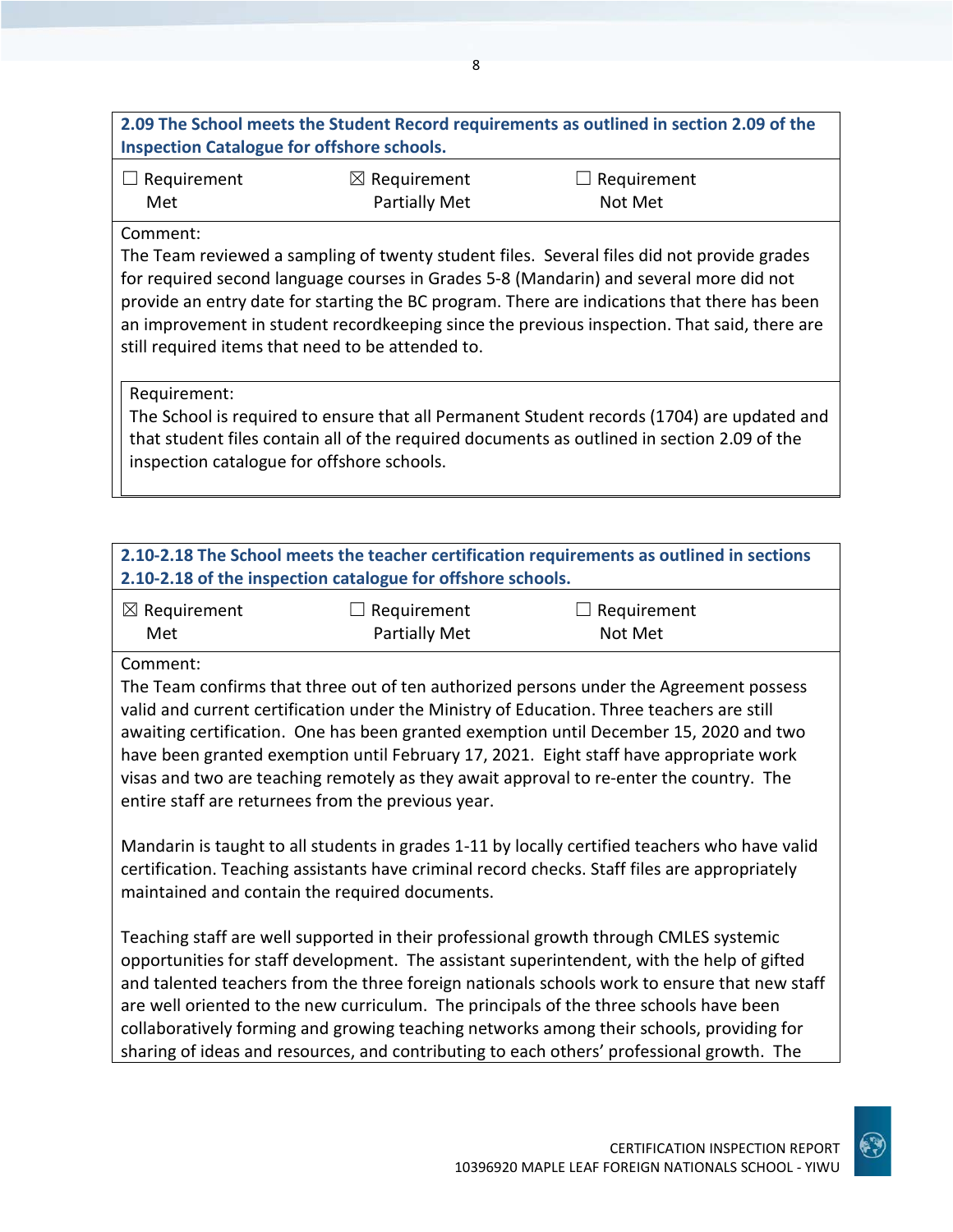**2.09 The School meets the Student Record requirements as outlined in section 2.09 of the Inspection Catalogue for offshore schools.**

| ☐ Requirement Met | ☒ Requirement Partially Met | ☐ Requirement Not Met |
|---|---|---|

Comment:
The Team reviewed a sampling of twenty student files. Several files did not provide grades for required second language courses in Grades 5-8 (Mandarin) and several more did not provide an entry date for starting the BC program. There are indications that there has been an improvement in student recordkeeping since the previous inspection. That said, there are still required items that need to be attended to.

Requirement:
The School is required to ensure that all Permanent Student records (1704) are updated and that student files contain all of the required documents as outlined in section 2.09 of the inspection catalogue for offshore schools.

**2.10-2.18 The School meets the teacher certification requirements as outlined in sections 2.10-2.18 of the inspection catalogue for offshore schools.**

| ☒ Requirement Met | ☐ Requirement Partially Met | ☐ Requirement Not Met |
|---|---|---|

Comment:
The Team confirms that three out of ten authorized persons under the Agreement possess valid and current certification under the Ministry of Education. Three teachers are still awaiting certification. One has been granted exemption until December 15, 2020 and two have been granted exemption until February 17, 2021. Eight staff have appropriate work visas and two are teaching remotely as they await approval to re-enter the country. The entire staff are returnees from the previous year.

Mandarin is taught to all students in grades 1-11 by locally certified teachers who have valid certification. Teaching assistants have criminal record checks. Staff files are appropriately maintained and contain the required documents.

Teaching staff are well supported in their professional growth through CMLES systemic opportunities for staff development. The assistant superintendent, with the help of gifted and talented teachers from the three foreign nationals schools work to ensure that new staff are well oriented to the new curriculum. The principals of the three schools have been collaboratively forming and growing teaching networks among their schools, providing for sharing of ideas and resources, and contributing to each others' professional growth. The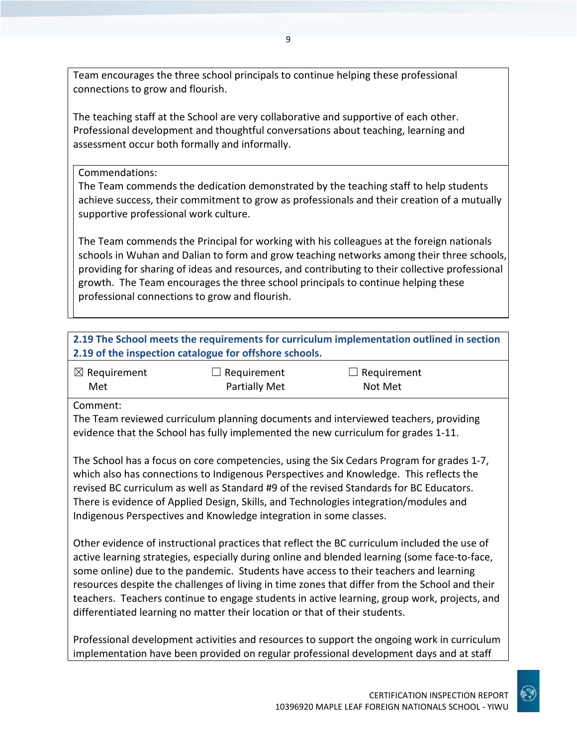Team encourages the three school principals to continue helping these professional connections to grow and flourish.

The teaching staff at the School are very collaborative and supportive of each other. Professional development and thoughtful conversations about teaching, learning and assessment occur both formally and informally.

Commendations:
The Team commends the dedication demonstrated by the teaching staff to help students achieve success, their commitment to grow as professionals and their creation of a mutually supportive professional work culture.

The Team commends the Principal for working with his colleagues at the foreign nationals schools in Wuhan and Dalian to form and grow teaching networks among their three schools, providing for sharing of ideas and resources, and contributing to their collective professional growth. The Team encourages the three school principals to continue helping these professional connections to grow and flourish.

**2.19 The School meets the requirements for curriculum implementation outlined in section 2.19 of the inspection catalogue for offshore schools.**

| ☒ Requirement Met | ☐ Requirement Partially Met | ☐ Requirement Not Met |
|---|---|---|

Comment:
The Team reviewed curriculum planning documents and interviewed teachers, providing evidence that the School has fully implemented the new curriculum for grades 1-11.

The School has a focus on core competencies, using the Six Cedars Program for grades 1-7, which also has connections to Indigenous Perspectives and Knowledge. This reflects the revised BC curriculum as well as Standard #9 of the revised Standards for BC Educators. There is evidence of Applied Design, Skills, and Technologies integration/modules and Indigenous Perspectives and Knowledge integration in some classes.

Other evidence of instructional practices that reflect the BC curriculum included the use of active learning strategies, especially during online and blended learning (some face-to-face, some online) due to the pandemic. Students have access to their teachers and learning resources despite the challenges of living in time zones that differ from the School and their teachers. Teachers continue to engage students in active learning, group work, projects, and differentiated learning no matter their location or that of their students.

Professional development activities and resources to support the ongoing work in curriculum implementation have been provided on regular professional development days and at staff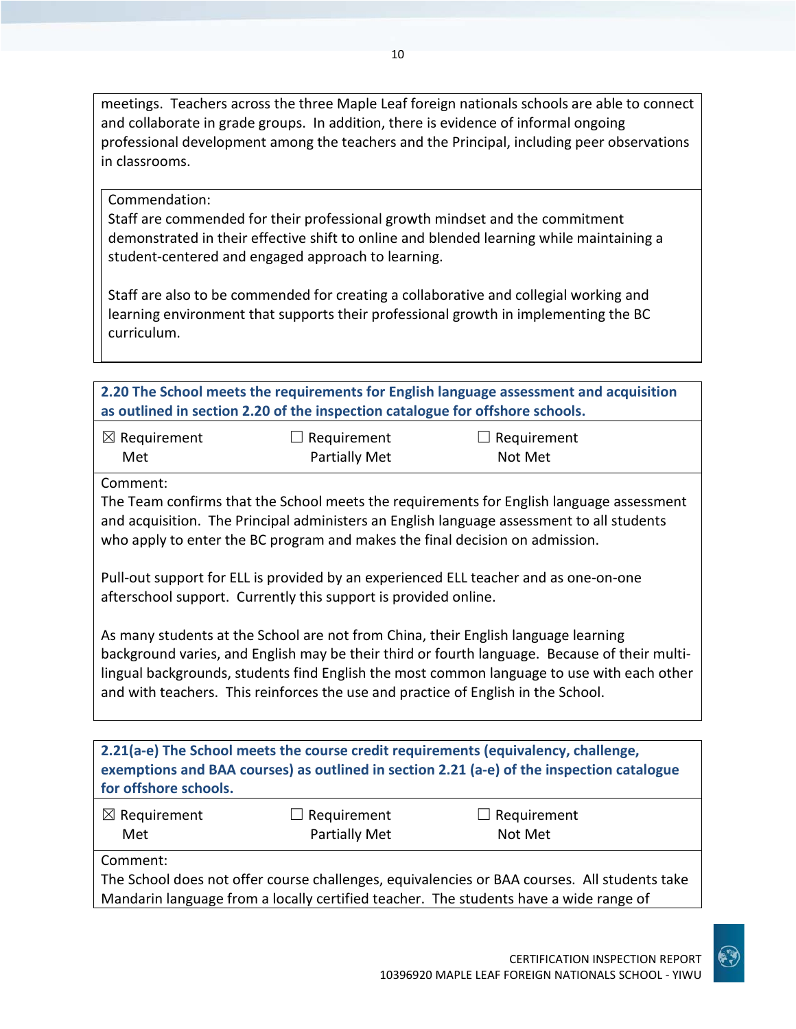meetings. Teachers across the three Maple Leaf foreign nationals schools are able to connect and collaborate in grade groups. In addition, there is evidence of informal ongoing professional development among the teachers and the Principal, including peer observations in classrooms.

Commendation:
Staff are commended for their professional growth mindset and the commitment demonstrated in their effective shift to online and blended learning while maintaining a student-centered and engaged approach to learning.

Staff are also to be commended for creating a collaborative and collegial working and learning environment that supports their professional growth in implementing the BC curriculum.

**2.20 The School meets the requirements for English language assessment and acquisition as outlined in section 2.20 of the inspection catalogue for offshore schools.**

| ☒ Requirement Met | ☐ Requirement Partially Met | ☐ Requirement Not Met |
|---|---|---|

Comment:
The Team confirms that the School meets the requirements for English language assessment and acquisition. The Principal administers an English language assessment to all students who apply to enter the BC program and makes the final decision on admission.

Pull-out support for ELL is provided by an experienced ELL teacher and as one-on-one afterschool support. Currently this support is provided online.

As many students at the School are not from China, their English language learning background varies, and English may be their third or fourth language. Because of their multi-lingual backgrounds, students find English the most common language to use with each other and with teachers. This reinforces the use and practice of English in the School.

**2.21(a-e) The School meets the course credit requirements (equivalency, challenge, exemptions and BAA courses) as outlined in section 2.21 (a-e) of the inspection catalogue for offshore schools.**

| ☒ Requirement Met | ☐ Requirement Partially Met | ☐ Requirement Not Met |
|---|---|---|

Comment:
The School does not offer course challenges, equivalencies or BAA courses. All students take Mandarin language from a locally certified teacher. The students have a wide range of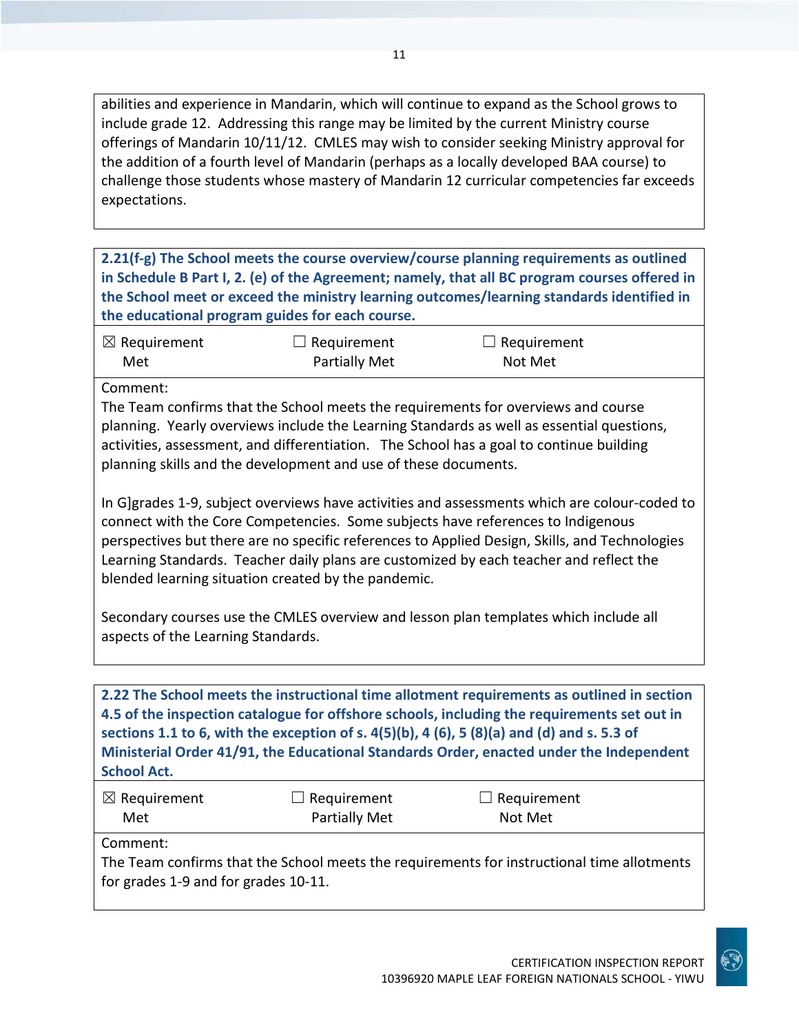abilities and experience in Mandarin, which will continue to expand as the School grows to include grade 12. Addressing this range may be limited by the current Ministry course offerings of Mandarin 10/11/12. CMLES may wish to consider seeking Ministry approval for the addition of a fourth level of Mandarin (perhaps as a locally developed BAA course) to challenge those students whose mastery of Mandarin 12 curricular competencies far exceeds expectations.

**2.21(f-g) The School meets the course overview/course planning requirements as outlined in Schedule B Part I, 2. (e) of the Agreement; namely, that all BC program courses offered in the School meet or exceed the ministry learning outcomes/learning standards identified in the educational program guides for each course.**

| ☒ Requirement Met | ☐ Requirement Partially Met | ☐ Requirement Not Met |
|---|---|---|

Comment:
The Team confirms that the School meets the requirements for overviews and course planning. Yearly overviews include the Learning Standards as well as essential questions, activities, assessment, and differentiation. The School has a goal to continue building planning skills and the development and use of these documents.

In G]grades 1-9, subject overviews have activities and assessments which are colour-coded to connect with the Core Competencies. Some subjects have references to Indigenous perspectives but there are no specific references to Applied Design, Skills, and Technologies Learning Standards. Teacher daily plans are customized by each teacher and reflect the blended learning situation created by the pandemic.

Secondary courses use the CMLES overview and lesson plan templates which include all aspects of the Learning Standards.

**2.22 The School meets the instructional time allotment requirements as outlined in section 4.5 of the inspection catalogue for offshore schools, including the requirements set out in sections 1.1 to 6, with the exception of s. 4(5)(b), 4 (6), 5 (8)(a) and (d) and s. 5.3 of Ministerial Order 41/91, the Educational Standards Order, enacted under the Independent School Act.**

| ☒ Requirement Met | ☐ Requirement Partially Met | ☐ Requirement Not Met |
|---|---|---|

Comment:
The Team confirms that the School meets the requirements for instructional time allotments for grades 1-9 and for grades 10-11.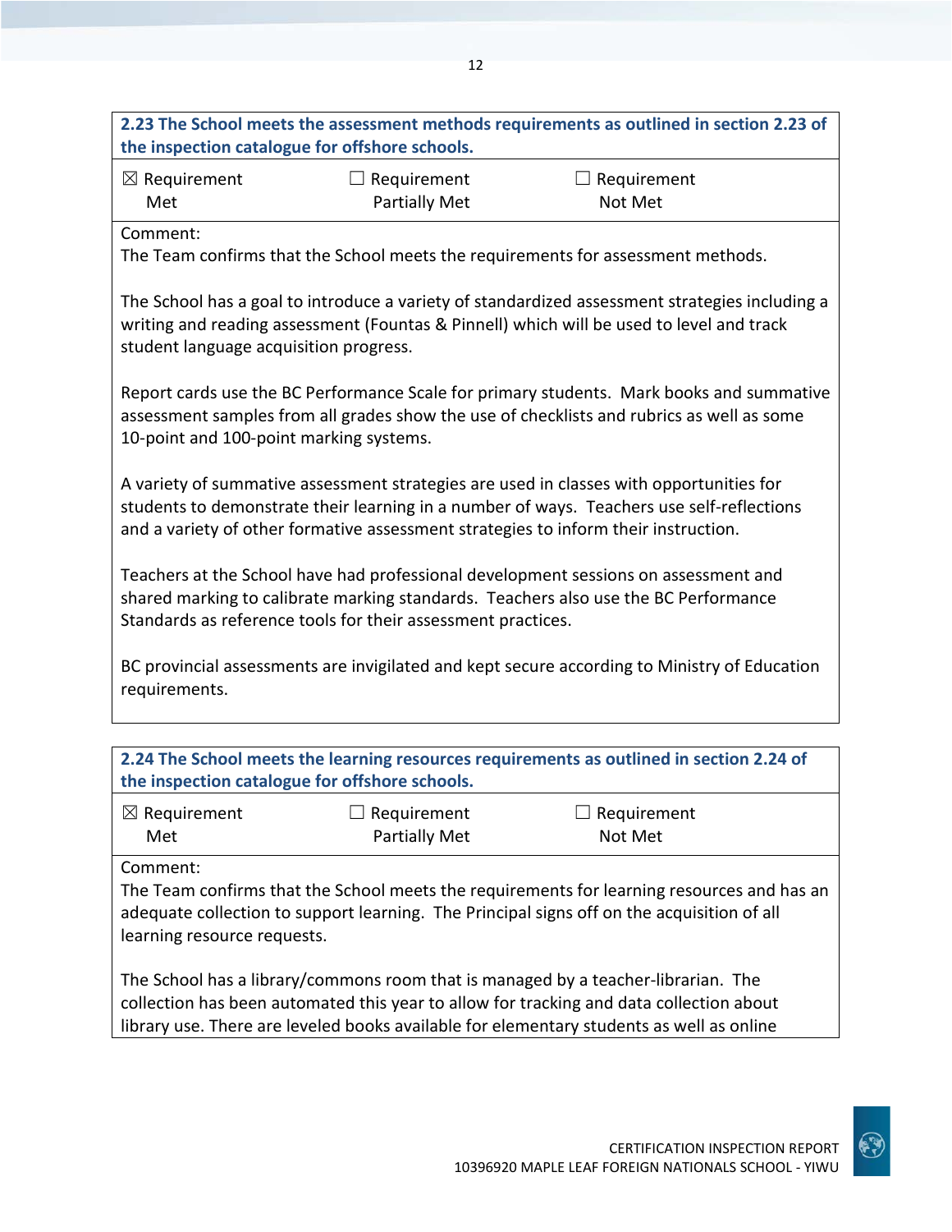**2.23 The School meets the assessment methods requirements as outlined in section 2.23 of the inspection catalogue for offshore schools.**

☒ Requirement Met ☐ Requirement Partially Met ☐ Requirement Not Met

Comment:
The Team confirms that the School meets the requirements for assessment methods.

The School has a goal to introduce a variety of standardized assessment strategies including a writing and reading assessment (Fountas & Pinnell) which will be used to level and track student language acquisition progress.

Report cards use the BC Performance Scale for primary students. Mark books and summative assessment samples from all grades show the use of checklists and rubrics as well as some 10-point and 100-point marking systems.

A variety of summative assessment strategies are used in classes with opportunities for students to demonstrate their learning in a number of ways. Teachers use self-reflections and a variety of other formative assessment strategies to inform their instruction.

Teachers at the School have had professional development sessions on assessment and shared marking to calibrate marking standards. Teachers also use the BC Performance Standards as reference tools for their assessment practices.

BC provincial assessments are invigilated and kept secure according to Ministry of Education requirements.

**2.24 The School meets the learning resources requirements as outlined in section 2.24 of the inspection catalogue for offshore schools.**

☒ Requirement Met ☐ Requirement Partially Met ☐ Requirement Not Met

Comment:
The Team confirms that the School meets the requirements for learning resources and has an adequate collection to support learning. The Principal signs off on the acquisition of all learning resource requests.

The School has a library/commons room that is managed by a teacher-librarian. The collection has been automated this year to allow for tracking and data collection about library use. There are leveled books available for elementary students as well as online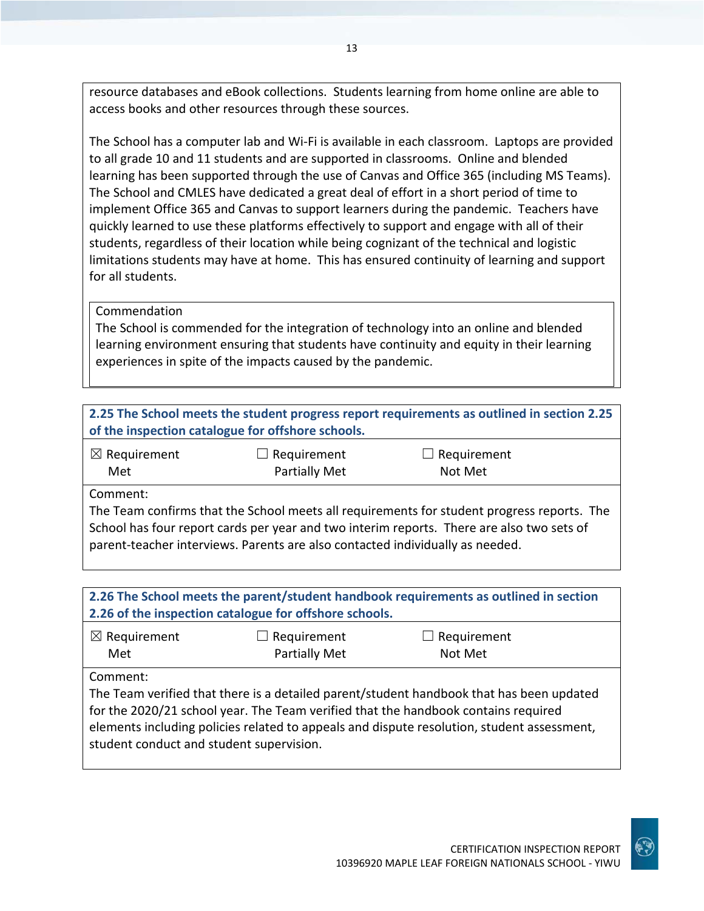resource databases and eBook collections. Students learning from home online are able to access books and other resources through these sources.

The School has a computer lab and Wi-Fi is available in each classroom. Laptops are provided to all grade 10 and 11 students and are supported in classrooms. Online and blended learning has been supported through the use of Canvas and Office 365 (including MS Teams). The School and CMLES have dedicated a great deal of effort in a short period of time to implement Office 365 and Canvas to support learners during the pandemic. Teachers have quickly learned to use these platforms effectively to support and engage with all of their students, regardless of their location while being cognizant of the technical and logistic limitations students may have at home. This has ensured continuity of learning and support for all students.

Commendation
The School is commended for the integration of technology into an online and blended learning environment ensuring that students have continuity and equity in their learning experiences in spite of the impacts caused by the pandemic.

**2.25 The School meets the student progress report requirements as outlined in section 2.25 of the inspection catalogue for offshore schools.**

| ☒ Requirement Met | ☐ Requirement Partially Met | ☐ Requirement Not Met |
|---|---|---|

Comment:
The Team confirms that the School meets all requirements for student progress reports. The School has four report cards per year and two interim reports. There are also two sets of parent-teacher interviews. Parents are also contacted individually as needed.

**2.26 The School meets the parent/student handbook requirements as outlined in section 2.26 of the inspection catalogue for offshore schools.**

| ☒ Requirement Met | ☐ Requirement Partially Met | ☐ Requirement Not Met |
|---|---|---|

Comment:
The Team verified that there is a detailed parent/student handbook that has been updated for the 2020/21 school year. The Team verified that the handbook contains required elements including policies related to appeals and dispute resolution, student assessment, student conduct and student supervision.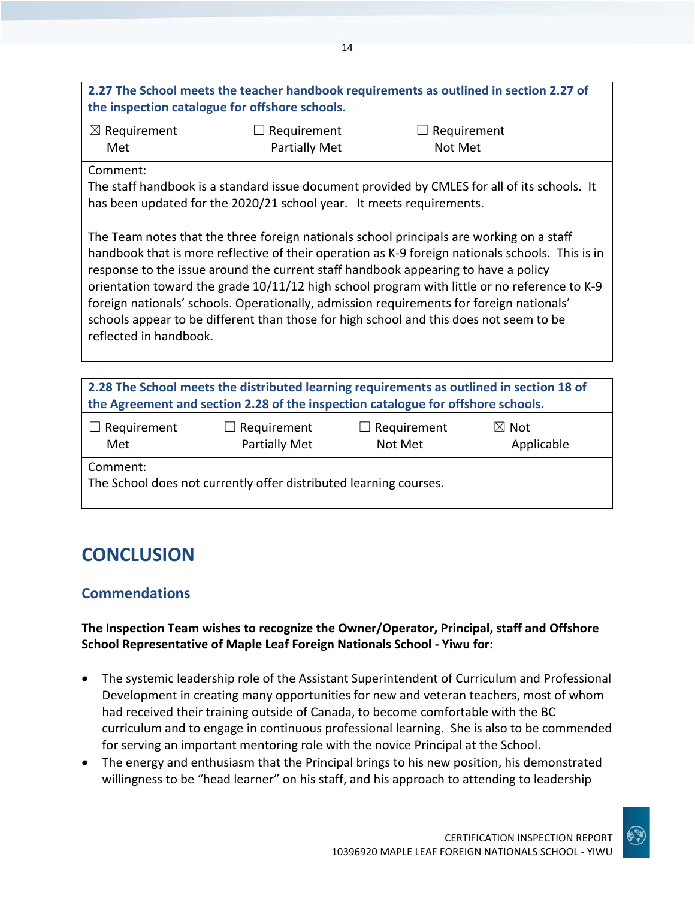| **2.27 The School meets the teacher handbook requirements as outlined in section 2.27 of the inspection catalogue for offshore schools.** | | |
|---|---|---|
| ☒ Requirement Met | ☐ Requirement Partially Met | ☐ Requirement Not Met |
| Comment: The staff handbook is a standard issue document provided by CMLES for all of its schools. It has been updated for the 2020/21 school year. It meets requirements. The Team notes that the three foreign nationals school principals are working on a staff handbook that is more reflective of their operation as K-9 foreign nationals schools. This is in response to the issue around the current staff handbook appearing to have a policy orientation toward the grade 10/11/12 high school program with little or no reference to K-9 foreign nationals' schools. Operationally, admission requirements for foreign nationals' schools appear to be different than those for high school and this does not seem to be reflected in handbook. | | |

| **2.28 The School meets the distributed learning requirements as outlined in section 18 of the Agreement and section 2.28 of the inspection catalogue for offshore schools.** | | | |
|---|---|---|---|
| ☐ Requirement Met | ☐ Requirement Partially Met | ☐ Requirement Not Met | ☒ Not Applicable |
| Comment: The School does not currently offer distributed learning courses. | | | |

# CONCLUSION

## Commendations

**The Inspection Team wishes to recognize the Owner/Operator, Principal, staff and Offshore School Representative of Maple Leaf Foreign Nationals School - Yiwu for:**

- The systemic leadership role of the Assistant Superintendent of Curriculum and Professional Development in creating many opportunities for new and veteran teachers, most of whom had received their training outside of Canada, to become comfortable with the BC curriculum and to engage in continuous professional learning. She is also to be commended for serving an important mentoring role with the novice Principal at the School.
- The energy and enthusiasm that the Principal brings to his new position, his demonstrated willingness to be "head learner" on his staff, and his approach to attending to leadership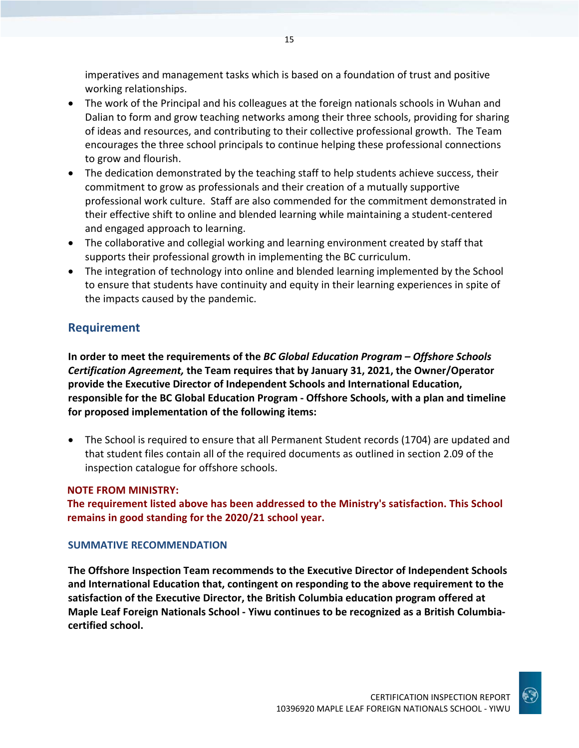imperatives and management tasks which is based on a foundation of trust and positive working relationships.

- The work of the Principal and his colleagues at the foreign nationals schools in Wuhan and Dalian to form and grow teaching networks among their three schools, providing for sharing of ideas and resources, and contributing to their collective professional growth. The Team encourages the three school principals to continue helping these professional connections to grow and flourish.
- The dedication demonstrated by the teaching staff to help students achieve success, their commitment to grow as professionals and their creation of a mutually supportive professional work culture. Staff are also commended for the commitment demonstrated in their effective shift to online and blended learning while maintaining a student-centered and engaged approach to learning.
- The collaborative and collegial working and learning environment created by staff that supports their professional growth in implementing the BC curriculum.
- The integration of technology into online and blended learning implemented by the School to ensure that students have continuity and equity in their learning experiences in spite of the impacts caused by the pandemic.

## Requirement

**In order to meet the requirements of the *BC Global Education Program – Offshore Schools Certification Agreement,* the Team requires that by January 31, 2021, the Owner/Operator provide the Executive Director of Independent Schools and International Education, responsible for the BC Global Education Program - Offshore Schools, with a plan and timeline for proposed implementation of the following items:**

- The School is required to ensure that all Permanent Student records (1704) are updated and that student files contain all of the required documents as outlined in section 2.09 of the inspection catalogue for offshore schools.

**NOTE FROM MINISTRY:**
**The requirement listed above has been addressed to the Ministry's satisfaction. This School remains in good standing for the 2020/21 school year.**

### SUMMATIVE RECOMMENDATION

**The Offshore Inspection Team recommends to the Executive Director of Independent Schools and International Education that, contingent on responding to the above requirement to the satisfaction of the Executive Director, the British Columbia education program offered at Maple Leaf Foreign Nationals School - Yiwu continues to be recognized as a British Columbia-certified school.**